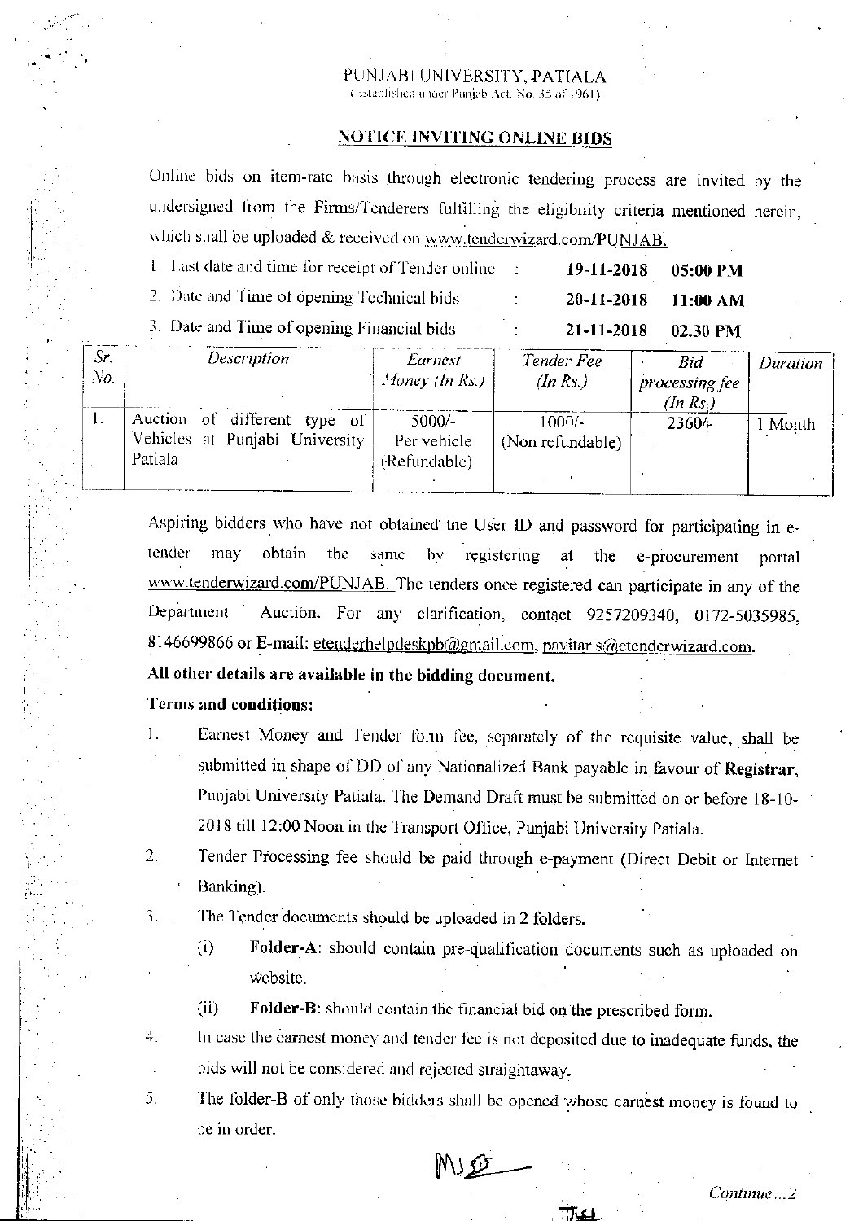PUNJABI UNIVERSITY, PATIALA
(Established under Punjab Act. No. 35 of 1961)

## NOTICE INVITING ONLINE BIDS

Online bids on item-rate basis through electronic tendering process are invited by the undersigned from the Firms/Tenderers fulfilling the eligibility criteria mentioned herein, which shall be uploaded & received on www.tenderwizard.com/PUNJAB.

1. Last date and time for receipt of Tender online : **19-11-2018 05:00 PM**
2. Date and Time of opening Technical bids : **20-11-2018 11:00 AM**
3. Date and Time of opening Financial bids : **21-11-2018 02.30 PM**

| *Sr. No.* | *Description* | *Earnest Money (In Rs.)* | *Tender Fee (In Rs.)* | *Bid processing fee (In Rs.)* | *Duration* |
|---|---|---|---|---|---|
| 1. | Auction of different type of Vehicles at Punjabi University Patiala | 5000/- Per vehicle (Refundable) | 1000/- (Non refundable) | 2360/- | 1 Month |

Aspiring bidders who have not obtained the User ID and password for participating in e-tender may obtain the same by registering at the e-procurement portal www.tenderwizard.com/PUNJAB. The tenders once registered can participate in any of the Department Auction. For any clarification, contact 9257209340, 0172-5035985, 8146699866 or E-mail: etenderhelpdeskpb@gmail.com, pavitar.s@etenderwizard.com.

**All other details are available in the bidding document.**

**Terms and conditions:**

1. Earnest Money and Tender form fee, separately of the requisite value, shall be submitted in shape of DD of any Nationalized Bank payable in favour of **Registrar**, Punjabi University Patiala. The Demand Draft must be submitted on or before 18-10-2018 till 12:00 Noon in the Transport Office, Punjabi University Patiala.
2. Tender Processing fee should be paid through e-payment (Direct Debit or Internet Banking).
3. The Tender documents should be uploaded in 2 folders.
   - (i) **Folder-A**: should contain pre-qualification documents such as uploaded on website.
   - (ii) **Folder-B**: should contain the financial bid on the prescribed form.
4. In case the earnest money and tender fee is not deposited due to inadequate funds, the bids will not be considered and rejected straightaway.
5. The folder-B of only those bidders shall be opened whose earnest money is found to be in order.

*Continue...2*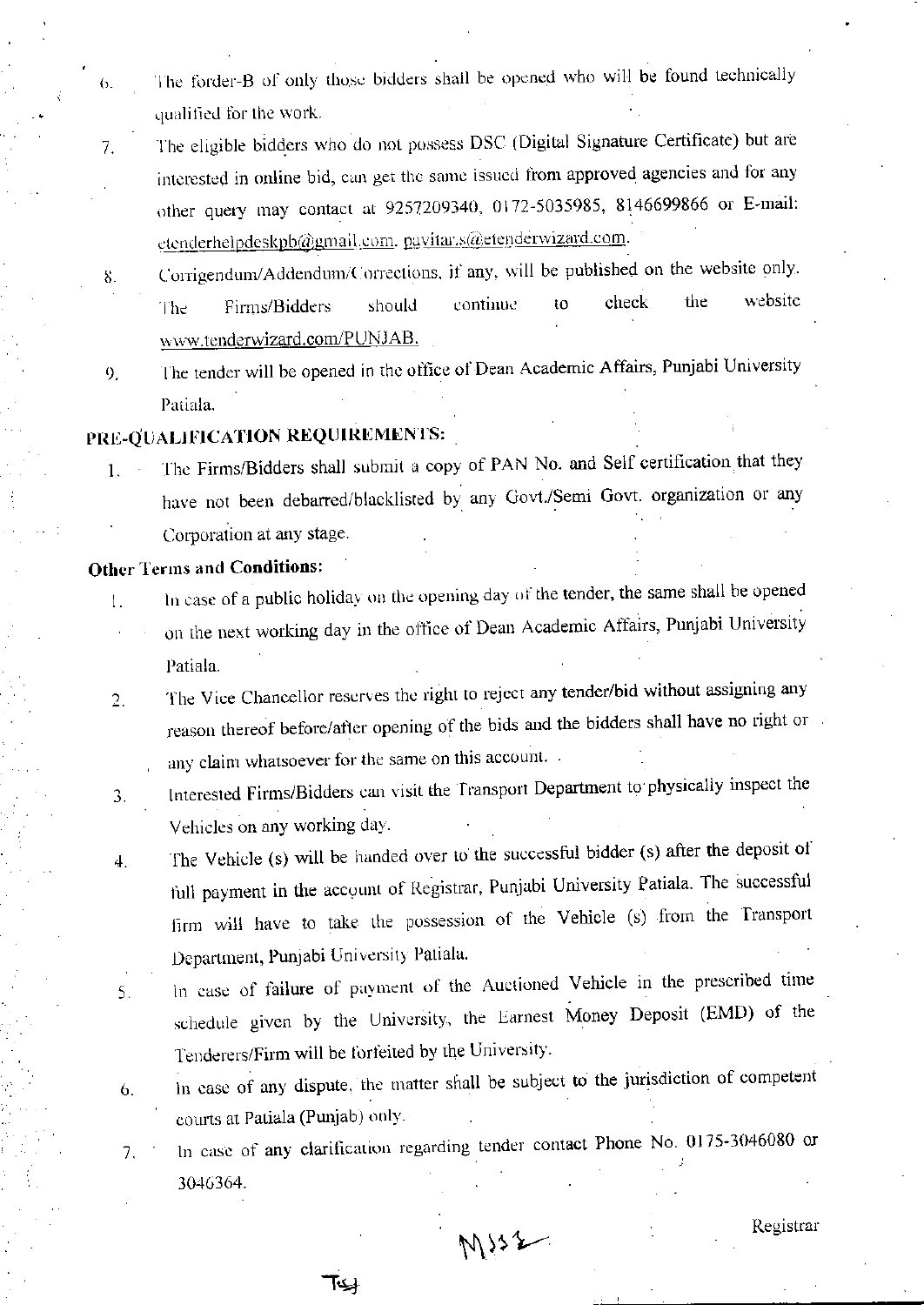6. The folder-B of only those bidders shall be opened who will be found technically qualified for the work.
7. The eligible bidders who do not possess DSC (Digital Signature Certificate) but are interested in online bid, can get the same issued from approved agencies and for any other query may contact at 9257209340, 0172-5035985, 8146699866 or E-mail: etenderhelpdeskpb@gmail.com, pavitar.s@etenderwizard.com.
8. Corrigendum/Addendum/Corrections, if any, will be published on the website only. The Firms/Bidders should continue to check the website www.tenderwizard.com/PUNJAB.
9. The tender will be opened in the office of Dean Academic Affairs, Punjabi University Patiala.

**PRE-QUALIFICATION REQUIREMENTS:**

1. The Firms/Bidders shall submit a copy of PAN No. and Self certification that they have not been debarred/blacklisted by any Govt./Semi Govt. organization or any Corporation at any stage.

**Other Terms and Conditions:**

1. In case of a public holiday on the opening day of the tender, the same shall be opened on the next working day in the office of Dean Academic Affairs, Punjabi University Patiala.
2. The Vice Chancellor reserves the right to reject any tender/bid without assigning any reason thereof before/after opening of the bids and the bidders shall have no right or any claim whatsoever for the same on this account.
3. Interested Firms/Bidders can visit the Transport Department to physically inspect the Vehicles on any working day.
4. The Vehicle (s) will be handed over to the successful bidder (s) after the deposit of full payment in the account of Registrar, Punjabi University Patiala. The successful firm will have to take the possession of the Vehicle (s) from the Transport Department, Punjabi University Patiala.
5. In case of failure of payment of the Auctioned Vehicle in the prescribed time schedule given by the University, the Earnest Money Deposit (EMD) of the Tenderers/Firm will be forfeited by the University.
6. In case of any dispute, the matter shall be subject to the jurisdiction of competent courts at Patiala (Punjab) only.
7. In case of any clarification regarding tender contact Phone No. 0175-3046080 or 3046364.

Registrar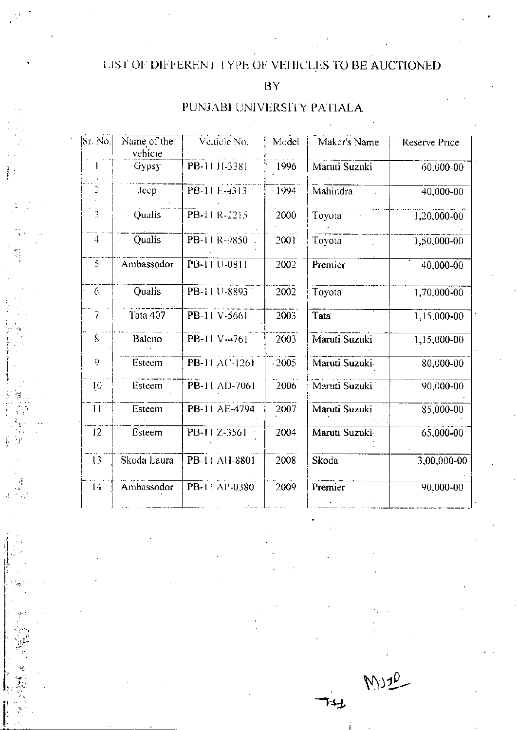# LIST OF DIFFERENT TYPE OF VEHICLES TO BE AUCTIONED

# BY

# PUNJABI UNIVERSITY PATIALA

| Sr. No. | Name of the vehicle | Vehicle No. | Model | Maker's Name | Reserve Price |
|---|---|---|---|---|---|
| 1 | Gypsy | PB-11 H-3381 | 1996 | Maruti Suzuki | 60,000-00 |
| 2 | Jeep | PB-11 E-4313 | 1994 | Mahindra | 40,000-00 |
| 3 | Qualis | PB-11 R-2215 | 2000 | Toyota | 1,20,000-00 |
| 4 | Qualis | PB-11 R-9850 | 2001 | Toyota | 1,50,000-00 |
| 5 | Ambassodor | PB-11 U-0811 | 2002 | Premier | 40,000-00 |
| 6 | Qualis | PB-11 U-8893 | 2002 | Toyota | 1,70,000-00 |
| 7 | Tata 407 | PB-11 V-5661 | 2003 | Tata | 1,15,000-00 |
| 8 | Baleno | PB-11 V-4761 | 2003 | Maruti Suzuki | 1,15,000-00 |
| 9 | Esteem | PB-11 AC-1261 | 2005 | Maruti Suzuki | 80,000-00 |
| 10 | Esteem | PB-11 AD-7061 | 2006 | Maruti Suzuki | 90,000-00 |
| 11 | Esteem | PB-11 AE-4794 | 2007 | Maruti Suzuki | 85,000-00 |
| 12 | Esteem | PB-11 Z-3561 | 2004 | Maruti Suzuki | 65,000-00 |
| 13 | Skoda Laura | PB-11 AH-8801 | 2008 | Skoda | 3,00,000-00 |
| 14 | Ambassodor | PB-11 AP-0380 | 2009 | Premier | 90,000-00 |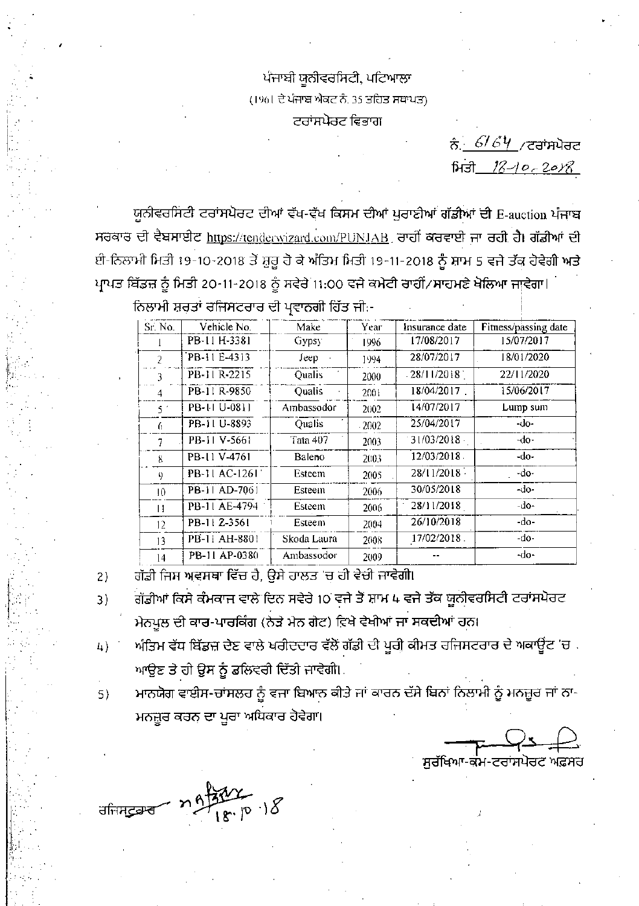ਪੰਜਾਬੀ ਯੂਨੀਵਰਸਿਟੀ, ਪਟਿਆਲਾ

(1961 ਦੇ ਪੰਜਾਬ ਐਕਟ ਨੰ. 35 ਤਹਿਤ ਸਥਾਪਤ)

ਟਰਾਂਸਪੋਰਟ ਵਿਭਾਗ

ਨੰ. 6164 /ਟਰਾਂਸਪੋਰਟ

ਮਿਤੀ 18-10-2018

ਯੂਨੀਵਰਸਿਟੀ ਟਰਾਂਸਪੋਰਟ ਦੀਆਂ ਵੱਖ-ਵੱਖ ਕਿਸਮ ਦੀਆਂ ਪੁਰਾਣੀਆਂ ਗੱਡੀਆਂ ਦੀ E-auction ਪੰਜਾਬ ਸਰਕਾਰ ਦੀ ਵੈਬਸਾਈਟ https://tenderwizard.com/PUNJAB ਰਾਹੀਂ ਕਰਵਾਈ ਜਾ ਰਹੀ ਹੈ। ਗੱਡੀਆਂ ਦੀ ਈ-ਨਿਲਾਮੀ ਮਿਤੀ 19-10-2018 ਤੋਂ ਸ਼ੁਰੂ ਹੋ ਕੇ ਅੰਤਿਮ ਮਿਤੀ 19-11-2018 ਨੂੰ ਸ਼ਾਮ 5 ਵਜੇ ਤੱਕ ਹੋਵੇਗੀ ਅਤੇ ਪ੍ਰਾਪਤ ਬਿੱਡਜ਼ ਨੂੰ ਮਿਤੀ 20-11-2018 ਨੂੰ ਸਵੇਰੇ 11:00 ਵਜੇ ਕਮੇਟੀ ਰਾਹੀਂ/ਸਾਹਮਣੇ ਖੋਲਿਆ ਜਾਵੇਗਾ।

ਨਿਲਾਮੀ ਸ਼ਰਤਾਂ ਰਜਿਸਟਰਾਰ ਦੀ ਪ੍ਰਵਾਨਗੀ ਹਿੱਤ ਜੀ:-

| Sr. No. | Vehicle No. | Make | Year | Insurance date | Fitness/passing date |
|---|---|---|---|---|---|
| 1 | PB-11 H-3381 | Gypsy | 1996 | 17/08/2017 | 15/07/2017 |
| 2 | PB-11 E-4313 | Jeep | 1994 | 28/07/2017 | 18/01/2020 |
| 3 | PB-11 R-2215 | Qualis | 2000 | 28/11/2018 | 22/11/2020 |
| 4 | PB-11 R-9850 | Qualis | 2001 | 18/04/2017 | 15/06/2017 |
| 5 | PB-11 U-0811 | Ambassodor | 2002 | 14/07/2017 | Lump sum |
| 6 | PB-11 U-8893 | Qualis | 2002 | 25/04/2017 | -do- |
| 7 | PB-11 V-5661 | Tata 407 | 2003 | 31/03/2018 | -do- |
| 8 | PB-11 V-4761 | Baleno | 2003 | 12/03/2018 | -do- |
| 9 | PB-11 AC-1261 | Esteem | 2005 | 28/11/2018 | -do- |
| 10 | PB-11 AD-7061 | Esteem | 2006 | 30/05/2018 | -do- |
| 11 | PB-11 AE-4794 | Esteem | 2006 | 28/11/2018 | -do- |
| 12 | PB-11 Z-3561 | Esteem | 2004 | 26/10/2018 | -do- |
| 13 | PB-11 AH-8801 | Skoda Laura | 2008 | 17/02/2018 | -do- |
| 14 | PB-11 AP-0380 | Ambassodor | 2009 | -- | -do- |

2) ਗੱਡੀ ਜਿਸ ਅਵਸਥਾ ਵਿੱਚ ਹੈ, ਉਸੇ ਹਾਲਤ 'ਚ ਹੀ ਵੇਚੀ ਜਾਵੇਗੀ।

3) ਗੱਡੀਆਂ ਕਿਸੇ ਕੰਮਕਾਜ ਵਾਲੇ ਦਿਨ ਸਵੇਰੇ 10 ਵਜੇ ਤੋਂ ਸ਼ਾਮ 4 ਵਜੇ ਤੱਕ ਯੂਨੀਵਰਸਿਟੀ ਟਰਾਂਸਪੋਰਟ ਮੇਨਪੂਲ ਦੀ ਕਾਰ-ਪਾਰਕਿੰਗ (ਨੇੜੇ ਮੇਨ ਗੇਟ) ਵਿਖੇ ਵੇਖੀਆਂ ਜਾ ਸਕਦੀਆਂ ਹਨ।

4) ਅੰਤਿਮ ਵੱਧ ਬਿੱਡਜ਼ ਦੇਣ ਵਾਲੇ ਖਰੀਦਦਾਰ ਵੱਲੋਂ ਗੱਡੀ ਦੀ ਪੂਰੀ ਕੀਮਤ ਰਜਿਸਟਰਾਰ ਦੇ ਅਕਾਊਂਟ 'ਚ ਆਉਣ ਤੇ ਹੀ ਉਸ ਨੂੰ ਡਲਿਵਰੀ ਦਿੱਤੀ ਜਾਵੇਗੀ।

5) ਮਾਨਯੋਗ ਵਾਈਸ-ਚਾਂਸਲਰ ਨੂੰ ਵਜਾ ਬਿਆਨ ਕੀਤੇ ਜਾਂ ਕਾਰਨ ਦੱਸੇ ਬਿਨਾਂ ਨਿਲਾਮੀ ਨੂੰ ਮਨਜ਼ੂਰ ਜਾਂ ਨਾ-ਮਨਜ਼ੂਰ ਕਰਨ ਦਾ ਪੂਰਾ ਅਧਿਕਾਰ ਹੋਵੇਗਾ।

ਸੁਰੱਖਿਆ-ਕਮ-ਟਰਾਂਸਪੋਰਟ ਅਫ਼ਸਰ

ਰਜਿਸਟਰਾਰ 18.10.18